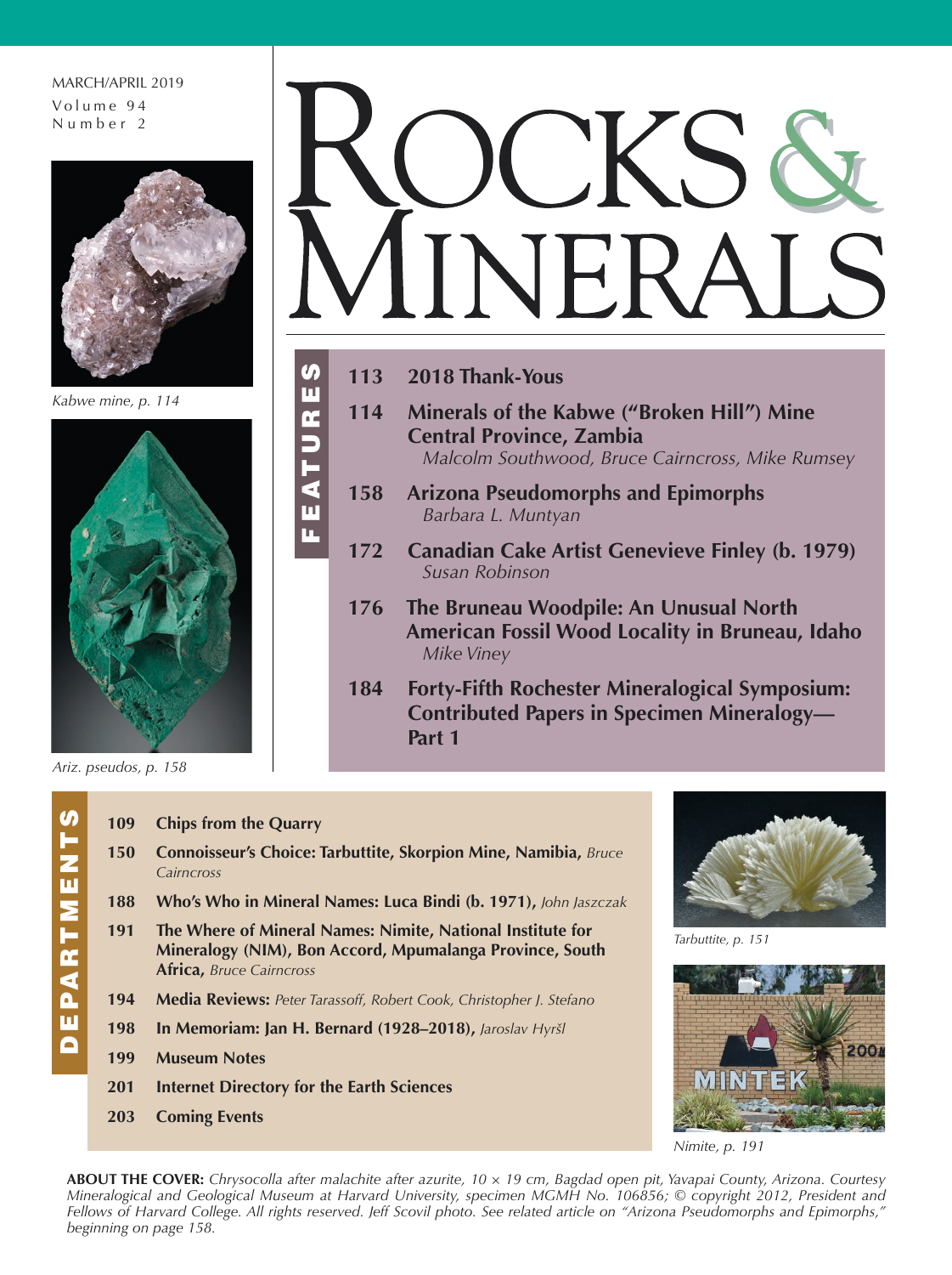MARCH/APRIL 2019
Volume 94
Number 2

# ROCKS & MINERALS

*Kabwe mine, p. 114*

*Ariz. pseudos, p. 158*

## FEATURES

**113 2018 Thank-Yous**

**114 Minerals of the Kabwe ("Broken Hill") Mine Central Province, Zambia**
*Malcolm Southwood, Bruce Cairncross, Mike Rumsey*

**158 Arizona Pseudomorphs and Epimorphs**
*Barbara L. Muntyan*

**172 Canadian Cake Artist Genevieve Finley (b. 1979)**
*Susan Robinson*

**176 The Bruneau Woodpile: An Unusual North American Fossil Wood Locality in Bruneau, Idaho**
*Mike Viney*

**184 Forty-Fifth Rochester Mineralogical Symposium: Contributed Papers in Specimen Mineralogy—Part 1**

## DEPARTMENTS

**109 Chips from the Quarry**

**150 Connoisseur's Choice: Tarbuttite, Skorpion Mine, Namibia,** *Bruce Cairncross*

**188 Who's Who in Mineral Names: Luca Bindi (b. 1971),** *John Jaszczak*

**191 The Where of Mineral Names: Nimite, National Institute for Mineralogy (NIM), Bon Accord, Mpumalanga Province, South Africa,** *Bruce Cairncross*

**194 Media Reviews:** *Peter Tarassoff, Robert Cook, Christopher J. Stefano*

**198 In Memoriam: Jan H. Bernard (1928–2018),** *Jaroslav Hyršl*

**199 Museum Notes**

**201 Internet Directory for the Earth Sciences**

**203 Coming Events**

*Tarbuttite, p. 151*

*Nimite, p. 191*

**ABOUT THE COVER:** *Chrysocolla after malachite after azurite, 10 × 19 cm, Bagdad open pit, Yavapai County, Arizona. Courtesy Mineralogical and Geological Museum at Harvard University, specimen MGMH No. 106856; © copyright 2012, President and Fellows of Harvard College. All rights reserved. Jeff Scovil photo. See related article on "Arizona Pseudomorphs and Epimorphs," beginning on page 158.*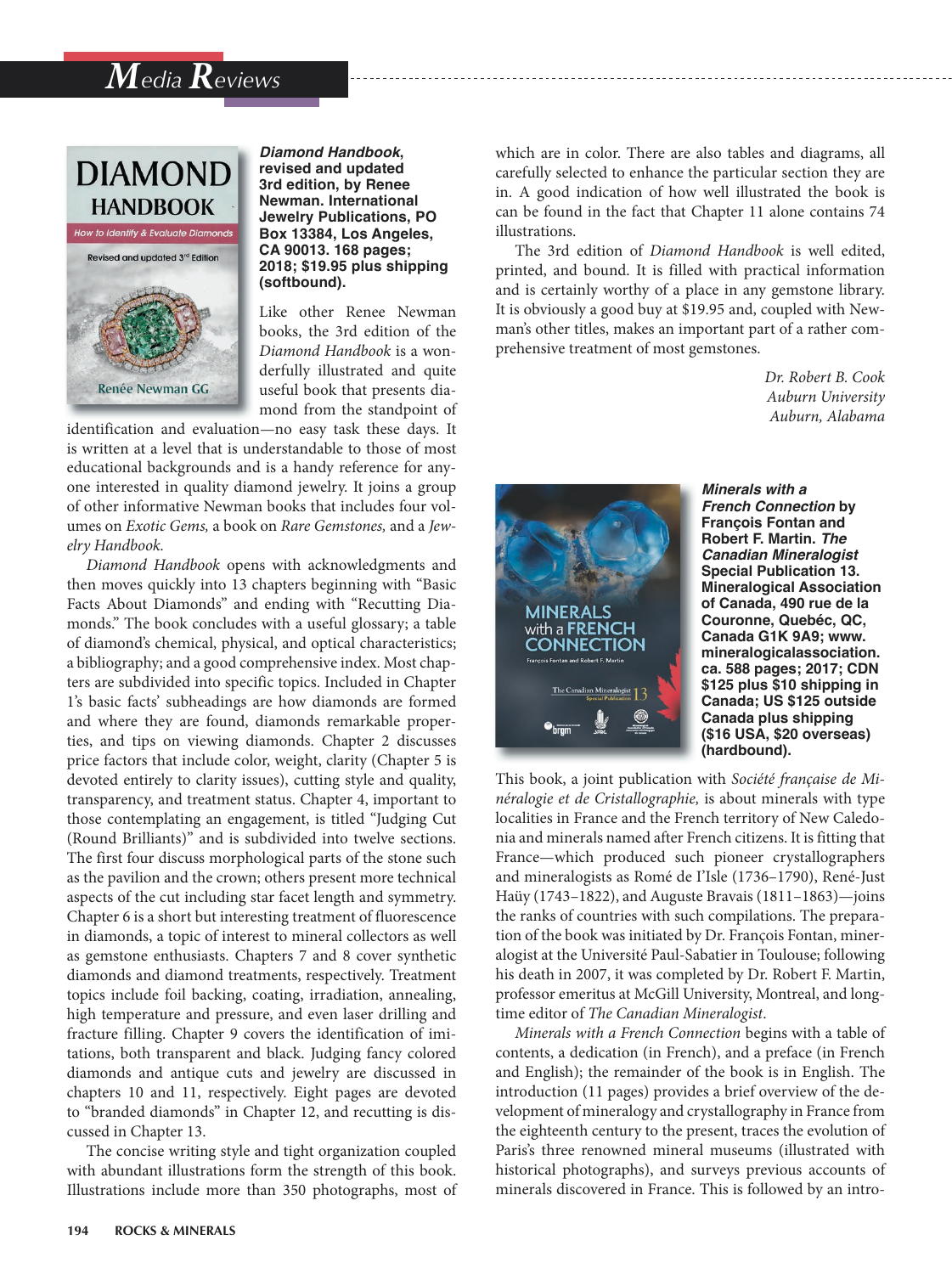# Media Reviews

***Diamond Handbook*, revised and updated 3rd edition, by Renee Newman. International Jewelry Publications, PO Box 13384, Los Angeles, CA 90013. 168 pages; 2018; $19.95 plus shipping (softbound).**

Like other Renee Newman books, the 3rd edition of the *Diamond Handbook* is a wonderfully illustrated and quite useful book that presents diamond from the standpoint of identification and evaluation—no easy task these days. It is written at a level that is understandable to those of most educational backgrounds and is a handy reference for anyone interested in quality diamond jewelry. It joins a group of other informative Newman books that includes four volumes on *Exotic Gems,* a book on *Rare Gemstones,* and a *Jewelry Handbook.*

*Diamond Handbook* opens with acknowledgments and then moves quickly into 13 chapters beginning with "Basic Facts About Diamonds" and ending with "Recutting Diamonds." The book concludes with a useful glossary; a table of diamond's chemical, physical, and optical characteristics; a bibliography; and a good comprehensive index. Most chapters are subdivided into specific topics. Included in Chapter 1's basic facts' subheadings are how diamonds are formed and where they are found, diamonds remarkable properties, and tips on viewing diamonds. Chapter 2 discusses price factors that include color, weight, clarity (Chapter 5 is devoted entirely to clarity issues), cutting style and quality, transparency, and treatment status. Chapter 4, important to those contemplating an engagement, is titled "Judging Cut (Round Brilliants)" and is subdivided into twelve sections. The first four discuss morphological parts of the stone such as the pavilion and the crown; others present more technical aspects of the cut including star facet length and symmetry. Chapter 6 is a short but interesting treatment of fluorescence in diamonds, a topic of interest to mineral collectors as well as gemstone enthusiasts. Chapters 7 and 8 cover synthetic diamonds and diamond treatments, respectively. Treatment topics include foil backing, coating, irradiation, annealing, high temperature and pressure, and even laser drilling and fracture filling. Chapter 9 covers the identification of imitations, both transparent and black. Judging fancy colored diamonds and antique cuts and jewelry are discussed in chapters 10 and 11, respectively. Eight pages are devoted to "branded diamonds" in Chapter 12, and recutting is discussed in Chapter 13.

The concise writing style and tight organization coupled with abundant illustrations form the strength of this book. Illustrations include more than 350 photographs, most of which are in color. There are also tables and diagrams, all carefully selected to enhance the particular section they are in. A good indication of how well illustrated the book is can be found in the fact that Chapter 11 alone contains 74 illustrations.

The 3rd edition of *Diamond Handbook* is well edited, printed, and bound. It is filled with practical information and is certainly worthy of a place in any gemstone library. It is obviously a good buy at $19.95 and, coupled with Newman's other titles, makes an important part of a rather comprehensive treatment of most gemstones.

*Dr. Robert B. Cook*
*Auburn University*
*Auburn, Alabama*

***Minerals with a French Connection* by François Fontan and Robert F. Martin. *The Canadian Mineralogist* Special Publication 13. Mineralogical Association of Canada, 490 rue de la Couronne, Québéc, QC, Canada G1K 9A9; www.mineralogicalassociation.ca. 588 pages; 2017; CDN $125 plus $10 shipping in Canada; US $125 outside Canada plus shipping ($16 USA, $20 overseas) (hardbound).**

This book, a joint publication with *Société française de Minéralogie et de Cristallographie,* is about minerals with type localities in France and the French territory of New Caledonia and minerals named after French citizens. It is fitting that France—which produced such pioneer crystallographers and mineralogists as Romé de l'Isle (1736–1790), René-Just Haüy (1743–1822), and Auguste Bravais (1811–1863)—joins the ranks of countries with such compilations. The preparation of the book was initiated by Dr. François Fontan, mineralogist at the Université Paul-Sabatier in Toulouse; following his death in 2007, it was completed by Dr. Robert F. Martin, professor emeritus at McGill University, Montreal, and longtime editor of *The Canadian Mineralogist*.

*Minerals with a French Connection* begins with a table of contents, a dedication (in French), and a preface (in French and English); the remainder of the book is in English. The introduction (11 pages) provides a brief overview of the development of mineralogy and crystallography in France from the eighteenth century to the present, traces the evolution of Paris's three renowned mineral museums (illustrated with historical photographs), and surveys previous accounts of minerals discovered in France. This is followed by an intro-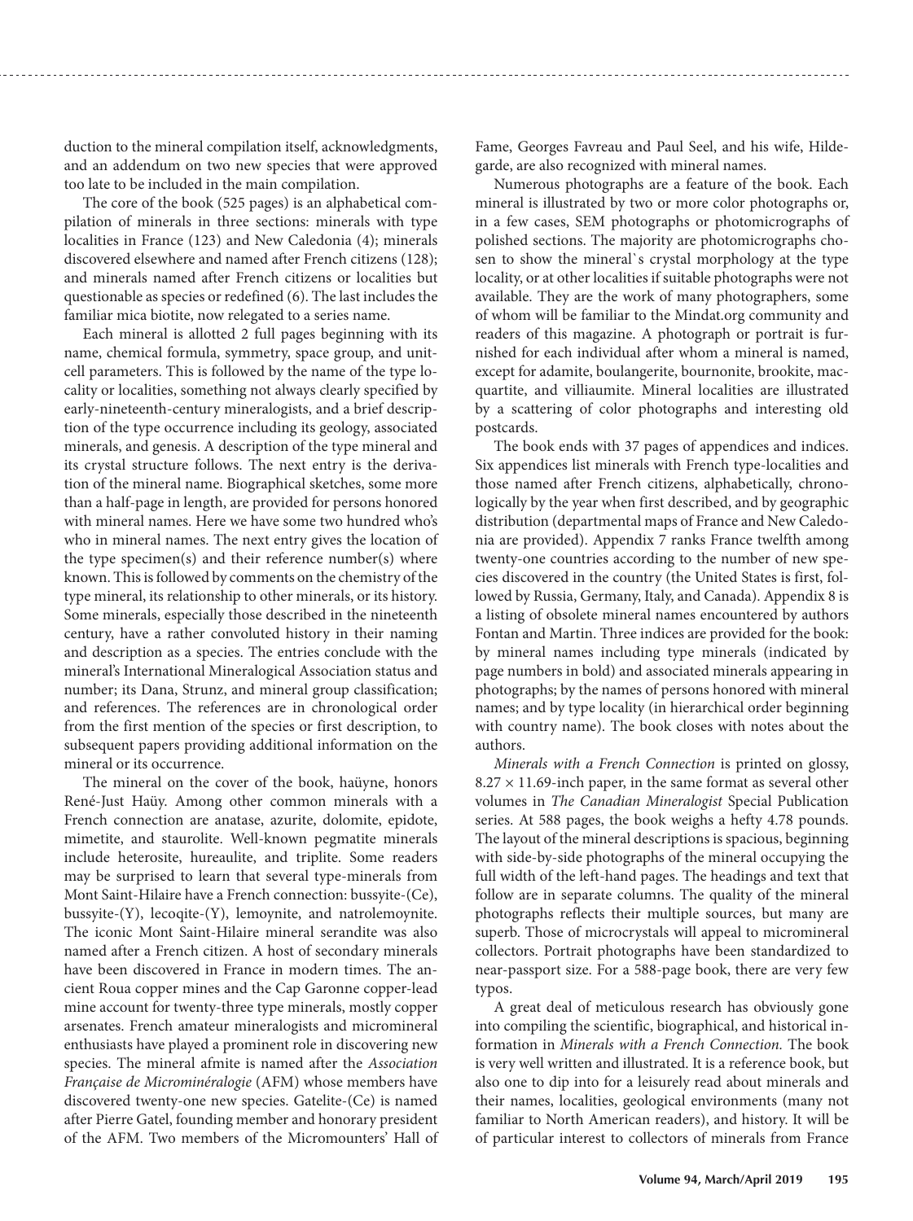duction to the mineral compilation itself, acknowledgments, and an addendum on two new species that were approved too late to be included in the main compilation.

The core of the book (525 pages) is an alphabetical compilation of minerals in three sections: minerals with type localities in France (123) and New Caledonia (4); minerals discovered elsewhere and named after French citizens (128); and minerals named after French citizens or localities but questionable as species or redefined (6). The last includes the familiar mica biotite, now relegated to a series name.

Each mineral is allotted 2 full pages beginning with its name, chemical formula, symmetry, space group, and unit-cell parameters. This is followed by the name of the type locality or localities, something not always clearly specified by early-nineteenth-century mineralogists, and a brief description of the type occurrence including its geology, associated minerals, and genesis. A description of the type mineral and its crystal structure follows. The next entry is the derivation of the mineral name. Biographical sketches, some more than a half-page in length, are provided for persons honored with mineral names. Here we have some two hundred who's who in mineral names. The next entry gives the location of the type specimen(s) and their reference number(s) where known. This is followed by comments on the chemistry of the type mineral, its relationship to other minerals, or its history. Some minerals, especially those described in the nineteenth century, have a rather convoluted history in their naming and description as a species. The entries conclude with the mineral's International Mineralogical Association status and number; its Dana, Strunz, and mineral group classification; and references. The references are in chronological order from the first mention of the species or first description, to subsequent papers providing additional information on the mineral or its occurrence.

The mineral on the cover of the book, haüyne, honors René-Just Haüy. Among other common minerals with a French connection are anatase, azurite, dolomite, epidote, mimetite, and staurolite. Well-known pegmatite minerals include heterosite, hureaulite, and triplite. Some readers may be surprised to learn that several type-minerals from Mont Saint-Hilaire have a French connection: bussyite-(Ce), bussyite-(Y), lecoqite-(Y), lemoynite, and natrolemoynite. The iconic Mont Saint-Hilaire mineral serandite was also named after a French citizen. A host of secondary minerals have been discovered in France in modern times. The ancient Roua copper mines and the Cap Garonne copper-lead mine account for twenty-three type minerals, mostly copper arsenates. French amateur mineralogists and micromineral enthusiasts have played a prominent role in discovering new species. The mineral afmite is named after the *Association Française de Microminéralogie* (AFM) whose members have discovered twenty-one new species. Gatelite-(Ce) is named after Pierre Gatel, founding member and honorary president of the AFM. Two members of the Micromounters' Hall of Fame, Georges Favreau and Paul Seel, and his wife, Hildegarde, are also recognized with mineral names.

Numerous photographs are a feature of the book. Each mineral is illustrated by two or more color photographs or, in a few cases, SEM photographs or photomicrographs of polished sections. The majority are photomicrographs chosen to show the mineral`s crystal morphology at the type locality, or at other localities if suitable photographs were not available. They are the work of many photographers, some of whom will be familiar to the Mindat.org community and readers of this magazine. A photograph or portrait is furnished for each individual after whom a mineral is named, except for adamite, boulangerite, bournonite, brookite, macquartite, and villiaumite. Mineral localities are illustrated by a scattering of color photographs and interesting old postcards.

The book ends with 37 pages of appendices and indices. Six appendices list minerals with French type-localities and those named after French citizens, alphabetically, chronologically by the year when first described, and by geographic distribution (departmental maps of France and New Caledonia are provided). Appendix 7 ranks France twelfth among twenty-one countries according to the number of new species discovered in the country (the United States is first, followed by Russia, Germany, Italy, and Canada). Appendix 8 is a listing of obsolete mineral names encountered by authors Fontan and Martin. Three indices are provided for the book: by mineral names including type minerals (indicated by page numbers in bold) and associated minerals appearing in photographs; by the names of persons honored with mineral names; and by type locality (in hierarchical order beginning with country name). The book closes with notes about the authors.

*Minerals with a French Connection* is printed on glossy, $8.27 \times 11.69$-inch paper, in the same format as several other volumes in *The Canadian Mineralogist* Special Publication series. At 588 pages, the book weighs a hefty 4.78 pounds. The layout of the mineral descriptions is spacious, beginning with side-by-side photographs of the mineral occupying the full width of the left-hand pages. The headings and text that follow are in separate columns. The quality of the mineral photographs reflects their multiple sources, but many are superb. Those of microcrystals will appeal to micromineral collectors. Portrait photographs have been standardized to near-passport size. For a 588-page book, there are very few typos.

A great deal of meticulous research has obviously gone into compiling the scientific, biographical, and historical information in *Minerals with a French Connection.* The book is very well written and illustrated. It is a reference book, but also one to dip into for a leisurely read about minerals and their names, localities, geological environments (many not familiar to North American readers), and history. It will be of particular interest to collectors of minerals from France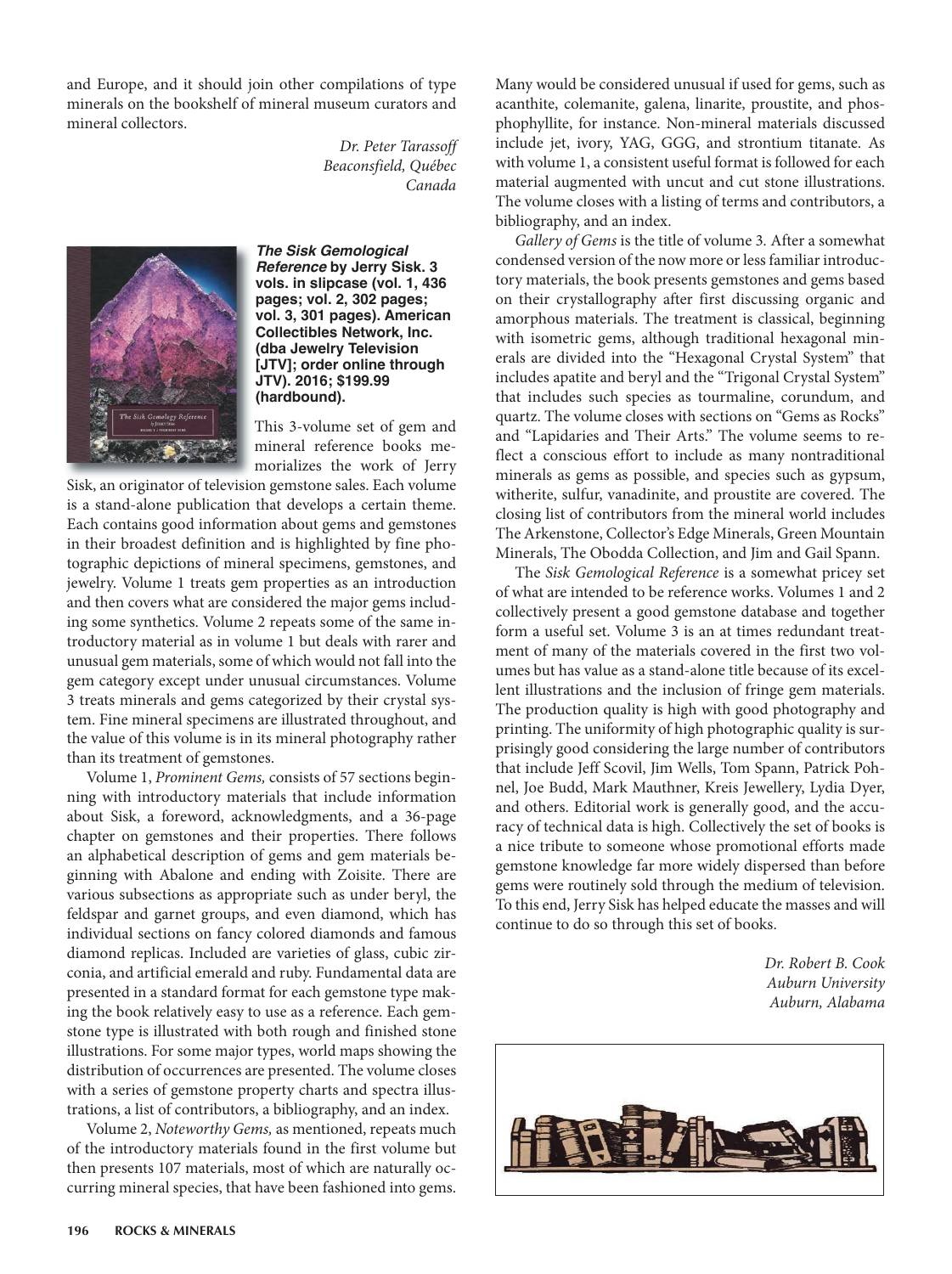and Europe, and it should join other compilations of type minerals on the bookshelf of mineral museum curators and mineral collectors.

*Dr. Peter Tarassoff*
*Beaconsfield, Québec*
*Canada*

***The Sisk Gemological Reference*** **by Jerry Sisk. 3 vols. in slipcase (vol. 1, 436 pages; vol. 2, 302 pages; vol. 3, 301 pages). American Collectibles Network, Inc. (dba Jewelry Television [JTV]; order online through JTV). 2016; $199.99 (hardbound).**

This 3-volume set of gem and mineral reference books memorializes the work of Jerry Sisk, an originator of television gemstone sales. Each volume is a stand-alone publication that develops a certain theme. Each contains good information about gems and gemstones in their broadest definition and is highlighted by fine photographic depictions of mineral specimens, gemstones, and jewelry. Volume 1 treats gem properties as an introduction and then covers what are considered the major gems including some synthetics. Volume 2 repeats some of the same introductory material as in volume 1 but deals with rarer and unusual gem materials, some of which would not fall into the gem category except under unusual circumstances. Volume 3 treats minerals and gems categorized by their crystal system. Fine mineral specimens are illustrated throughout, and the value of this volume is in its mineral photography rather than its treatment of gemstones.

Volume 1, *Prominent Gems,* consists of 57 sections beginning with introductory materials that include information about Sisk, a foreword, acknowledgments, and a 36-page chapter on gemstones and their properties. There follows an alphabetical description of gems and gem materials beginning with Abalone and ending with Zoisite. There are various subsections as appropriate such as under beryl, the feldspar and garnet groups, and even diamond, which has individual sections on fancy colored diamonds and famous diamond replicas. Included are varieties of glass, cubic zirconia, and artificial emerald and ruby. Fundamental data are presented in a standard format for each gemstone type making the book relatively easy to use as a reference. Each gemstone type is illustrated with both rough and finished stone illustrations. For some major types, world maps showing the distribution of occurrences are presented. The volume closes with a series of gemstone property charts and spectra illustrations, a list of contributors, a bibliography, and an index.

Volume 2, *Noteworthy Gems,* as mentioned, repeats much of the introductory materials found in the first volume but then presents 107 materials, most of which are naturally occurring mineral species, that have been fashioned into gems. Many would be considered unusual if used for gems, such as acanthite, colemanite, galena, linarite, proustite, and phosphophyllite, for instance. Non-mineral materials discussed include jet, ivory, YAG, GGG, and strontium titanate. As with volume 1, a consistent useful format is followed for each material augmented with uncut and cut stone illustrations. The volume closes with a listing of terms and contributors, a bibliography, and an index.

*Gallery of Gems* is the title of volume 3. After a somewhat condensed version of the now more or less familiar introductory materials, the book presents gemstones and gems based on their crystallography after first discussing organic and amorphous materials. The treatment is classical, beginning with isometric gems, although traditional hexagonal minerals are divided into the "Hexagonal Crystal System" that includes apatite and beryl and the "Trigonal Crystal System" that includes such species as tourmaline, corundum, and quartz. The volume closes with sections on "Gems as Rocks" and "Lapidaries and Their Arts." The volume seems to reflect a conscious effort to include as many nontraditional minerals as gems as possible, and species such as gypsum, witherite, sulfur, vanadinite, and proustite are covered. The closing list of contributors from the mineral world includes The Arkenstone, Collector's Edge Minerals, Green Mountain Minerals, The Obodda Collection, and Jim and Gail Spann.

The *Sisk Gemological Reference* is a somewhat pricey set of what are intended to be reference works. Volumes 1 and 2 collectively present a good gemstone database and together form a useful set. Volume 3 is an at times redundant treatment of many of the materials covered in the first two volumes but has value as a stand-alone title because of its excellent illustrations and the inclusion of fringe gem materials. The production quality is high with good photography and printing. The uniformity of high photographic quality is surprisingly good considering the large number of contributors that include Jeff Scovil, Jim Wells, Tom Spann, Patrick Pohnel, Joe Budd, Mark Mauthner, Kreis Jewellery, Lydia Dyer, and others. Editorial work is generally good, and the accuracy of technical data is high. Collectively the set of books is a nice tribute to someone whose promotional efforts made gemstone knowledge far more widely dispersed than before gems were routinely sold through the medium of television. To this end, Jerry Sisk has helped educate the masses and will continue to do so through this set of books.

*Dr. Robert B. Cook*
*Auburn University*
*Auburn, Alabama*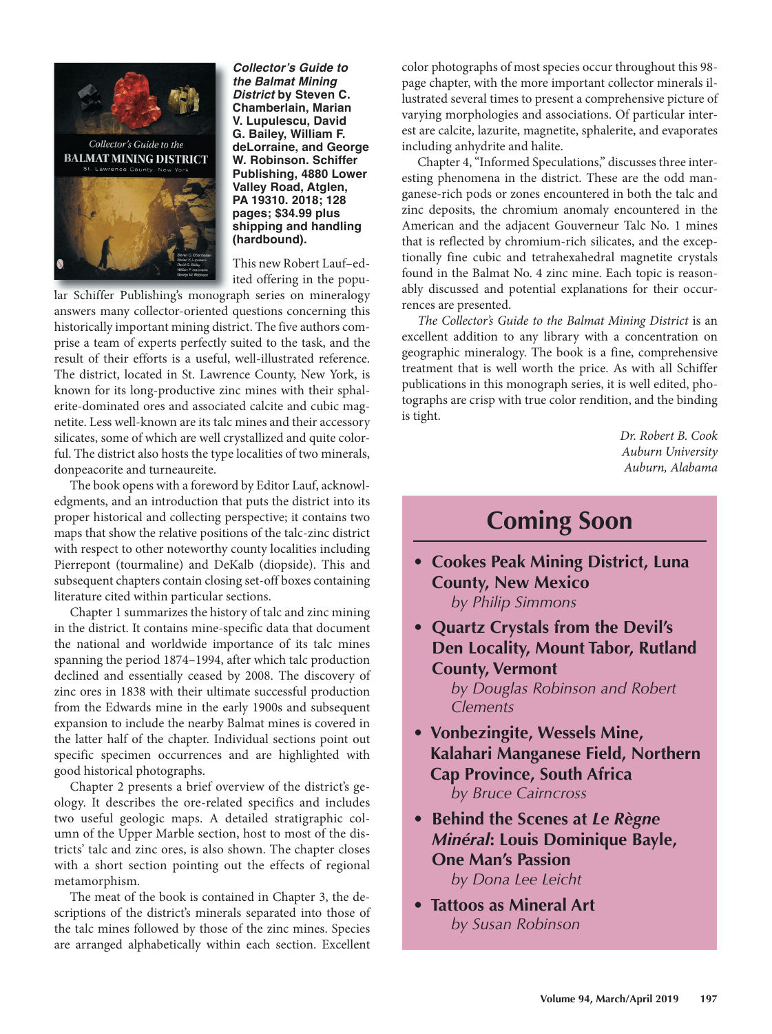***Collector's Guide to the Balmat Mining District* by Steven C. Chamberlain, Marian V. Lupulescu, David G. Bailey, William F. deLorraine, and George W. Robinson. Schiffer Publishing, 4880 Lower Valley Road, Atglen, PA 19310. 2018; 128 pages; $34.99 plus shipping and handling (hardbound).**

This new Robert Lauf–edited offering in the popular Schiffer Publishing's monograph series on mineralogy answers many collector-oriented questions concerning this historically important mining district. The five authors comprise a team of experts perfectly suited to the task, and the result of their efforts is a useful, well-illustrated reference. The district, located in St. Lawrence County, New York, is known for its long-productive zinc mines with their sphalerite-dominated ores and associated calcite and cubic magnetite. Less well-known are its talc mines and their accessory silicates, some of which are well crystallized and quite colorful. The district also hosts the type localities of two minerals, donpeacorite and turneaureite.

The book opens with a foreword by Editor Lauf, acknowledgments, and an introduction that puts the district into its proper historical and collecting perspective; it contains two maps that show the relative positions of the talc-zinc district with respect to other noteworthy county localities including Pierrepont (tourmaline) and DeKalb (diopside). This and subsequent chapters contain closing set-off boxes containing literature cited within particular sections.

Chapter 1 summarizes the history of talc and zinc mining in the district. It contains mine-specific data that document the national and worldwide importance of its talc mines spanning the period 1874–1994, after which talc production declined and essentially ceased by 2008. The discovery of zinc ores in 1838 with their ultimate successful production from the Edwards mine in the early 1900s and subsequent expansion to include the nearby Balmat mines is covered in the latter half of the chapter. Individual sections point out specific specimen occurrences and are highlighted with good historical photographs.

Chapter 2 presents a brief overview of the district's geology. It describes the ore-related specifics and includes two useful geologic maps. A detailed stratigraphic column of the Upper Marble section, host to most of the districts' talc and zinc ores, is also shown. The chapter closes with a short section pointing out the effects of regional metamorphism.

The meat of the book is contained in Chapter 3, the descriptions of the district's minerals separated into those of the talc mines followed by those of the zinc mines. Species are arranged alphabetically within each section. Excellent color photographs of most species occur throughout this 98-page chapter, with the more important collector minerals illustrated several times to present a comprehensive picture of varying morphologies and associations. Of particular interest are calcite, lazurite, magnetite, sphalerite, and evaporates including anhydrite and halite.

Chapter 4, "Informed Speculations," discusses three interesting phenomena in the district. These are the odd manganese-rich pods or zones encountered in both the talc and zinc deposits, the chromium anomaly encountered in the American and the adjacent Gouverneur Talc No. 1 mines that is reflected by chromium-rich silicates, and the exceptionally fine cubic and tetrahexahedral magnetite crystals found in the Balmat No. 4 zinc mine. Each topic is reasonably discussed and potential explanations for their occurrences are presented.

*The Collector's Guide to the Balmat Mining District* is an excellent addition to any library with a concentration on geographic mineralogy. The book is a fine, comprehensive treatment that is well worth the price. As with all Schiffer publications in this monograph series, it is well edited, photographs are crisp with true color rendition, and the binding is tight.

*Dr. Robert B. Cook*
*Auburn University*
*Auburn, Alabama*

## Coming Soon

- **Cookes Peak Mining District, Luna County, New Mexico**
  *by Philip Simmons*
- **Quartz Crystals from the Devil's Den Locality, Mount Tabor, Rutland County, Vermont**
  *by Douglas Robinson and Robert Clements*
- **Vonbezingite, Wessels Mine, Kalahari Manganese Field, Northern Cap Province, South Africa**
  *by Bruce Cairncross*
- **Behind the Scenes at *Le Règne Minéral*: Louis Dominique Bayle, One Man's Passion**
  *by Dona Lee Leicht*
- **Tattoos as Mineral Art**
  *by Susan Robinson*